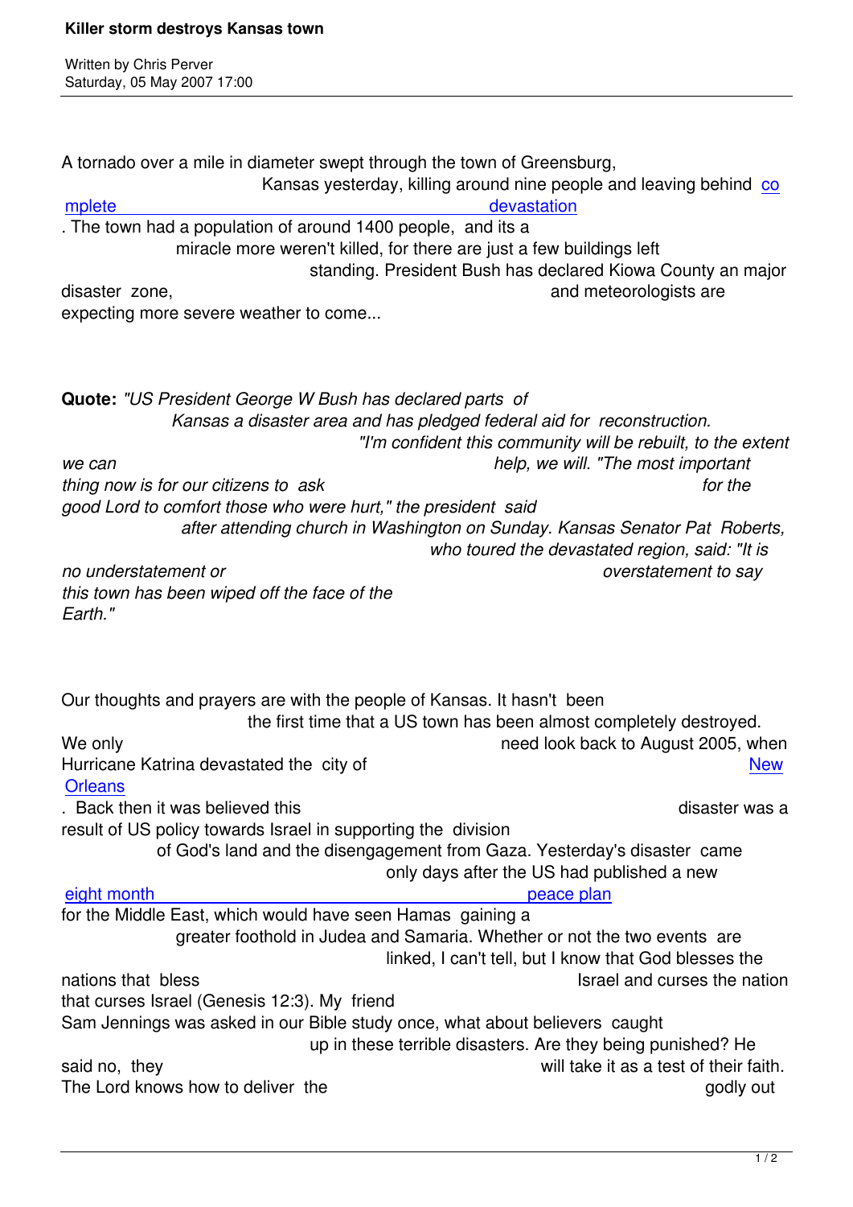# Killer storm destroys Kansas town

Written by Chris Perver
Saturday, 05 May 2007 17:00

A tornado over a mile in diameter swept through the town of Greensburg, Kansas yesterday, killing around nine people and leaving behind complete devastation. The town had a population of around 1400 people, and its a miracle more weren't killed, for there are just a few buildings left standing. President Bush has declared Kiowa County an major disaster zone, and meteorologists are expecting more severe weather to come...

**Quote:** *"US President George W Bush has declared parts of Kansas a disaster area and has pledged federal aid for reconstruction. "I'm confident this community will be rebuilt, to the extent we can help, we will. "The most important thing now is for our citizens to ask for the good Lord to comfort those who were hurt," the president said after attending church in Washington on Sunday. Kansas Senator Pat Roberts, who toured the devastated region, said: "It is no understatement or overstatement to say this town has been wiped off the face of the Earth."*

Our thoughts and prayers are with the people of Kansas. It hasn't been the first time that a US town has been almost completely destroyed. We only need look back to August 2005, when Hurricane Katrina devastated the city of New Orleans. Back then it was believed this disaster was a result of US policy towards Israel in supporting the division of God's land and the disengagement from Gaza. Yesterday's disaster came only days after the US had published a new eight month peace plan for the Middle East, which would have seen Hamas gaining a greater foothold in Judea and Samaria. Whether or not the two events are linked, I can't tell, but I know that God blesses the nations that bless Israel and curses the nation that curses Israel (Genesis 12:3). My friend Sam Jennings was asked in our Bible study once, what about believers caught up in these terrible disasters. Are they being punished? He said no, they will take it as a test of their faith. The Lord knows how to deliver the godly out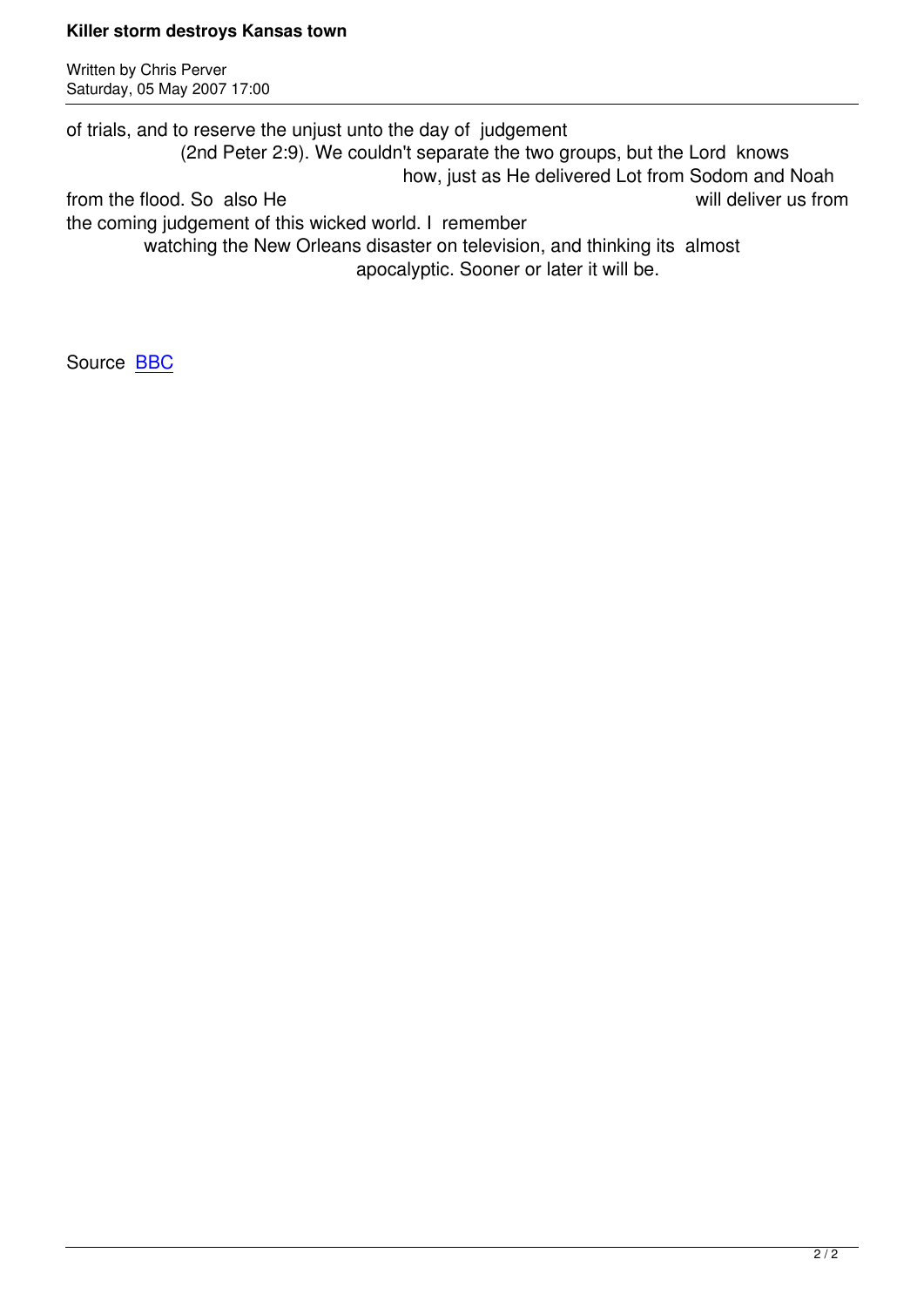of trials, and to reserve the unjust unto the day of judgement (2nd Peter 2:9). We couldn't separate the two groups, but the Lord knows how, just as He delivered Lot from Sodom and Noah from the flood. So also He will deliver us from the coming judgement of this wicked world. I remember watching the New Orleans disaster on television, and thinking its almost apocalyptic. Sooner or later it will be.

Source BBC